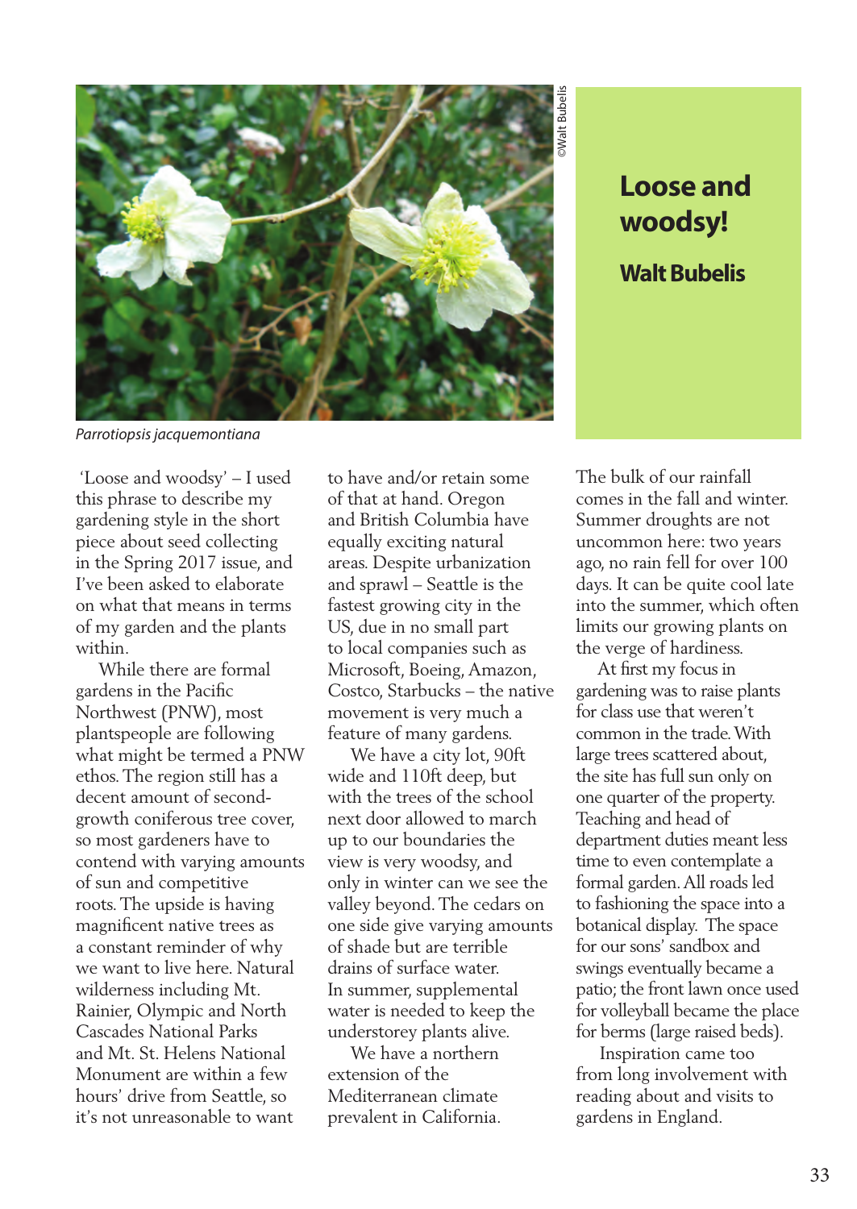# Loose and woodsy!

**Walt Bubelis**

*Parrotiopsis jacquemontiana*

'Loose and woodsy' – I used this phrase to describe my gardening style in the short piece about seed collecting in the Spring 2017 issue, and I've been asked to elaborate on what that means in terms of my garden and the plants within.

While there are formal gardens in the Pacific Northwest (PNW), most plantspeople are following what might be termed a PNW ethos. The region still has a decent amount of second-growth coniferous tree cover, so most gardeners have to contend with varying amounts of sun and competitive roots. The upside is having magnificent native trees as a constant reminder of why we want to live here. Natural wilderness including Mt. Rainier, Olympic and North Cascades National Parks and Mt. St. Helens National Monument are within a few hours' drive from Seattle, so it's not unreasonable to want to have and/or retain some of that at hand. Oregon and British Columbia have equally exciting natural areas. Despite urbanization and sprawl – Seattle is the fastest growing city in the US, due in no small part to local companies such as Microsoft, Boeing, Amazon, Costco, Starbucks – the native movement is very much a feature of many gardens.

We have a city lot, 90ft wide and 110ft deep, but with the trees of the school next door allowed to march up to our boundaries the view is very woodsy, and only in winter can we see the valley beyond. The cedars on one side give varying amounts of shade but are terrible drains of surface water. In summer, supplemental water is needed to keep the understorey plants alive.

We have a northern extension of the Mediterranean climate prevalent in California. The bulk of our rainfall comes in the fall and winter. Summer droughts are not uncommon here: two years ago, no rain fell for over 100 days. It can be quite cool late into the summer, which often limits our growing plants on the verge of hardiness.

At first my focus in gardening was to raise plants for class use that weren't common in the trade. With large trees scattered about, the site has full sun only on one quarter of the property. Teaching and head of department duties meant less time to even contemplate a formal garden. All roads led to fashioning the space into a botanical display. The space for our sons' sandbox and swings eventually became a patio; the front lawn once used for volleyball became the place for berms (large raised beds).

Inspiration came too from long involvement with reading about and visits to gardens in England.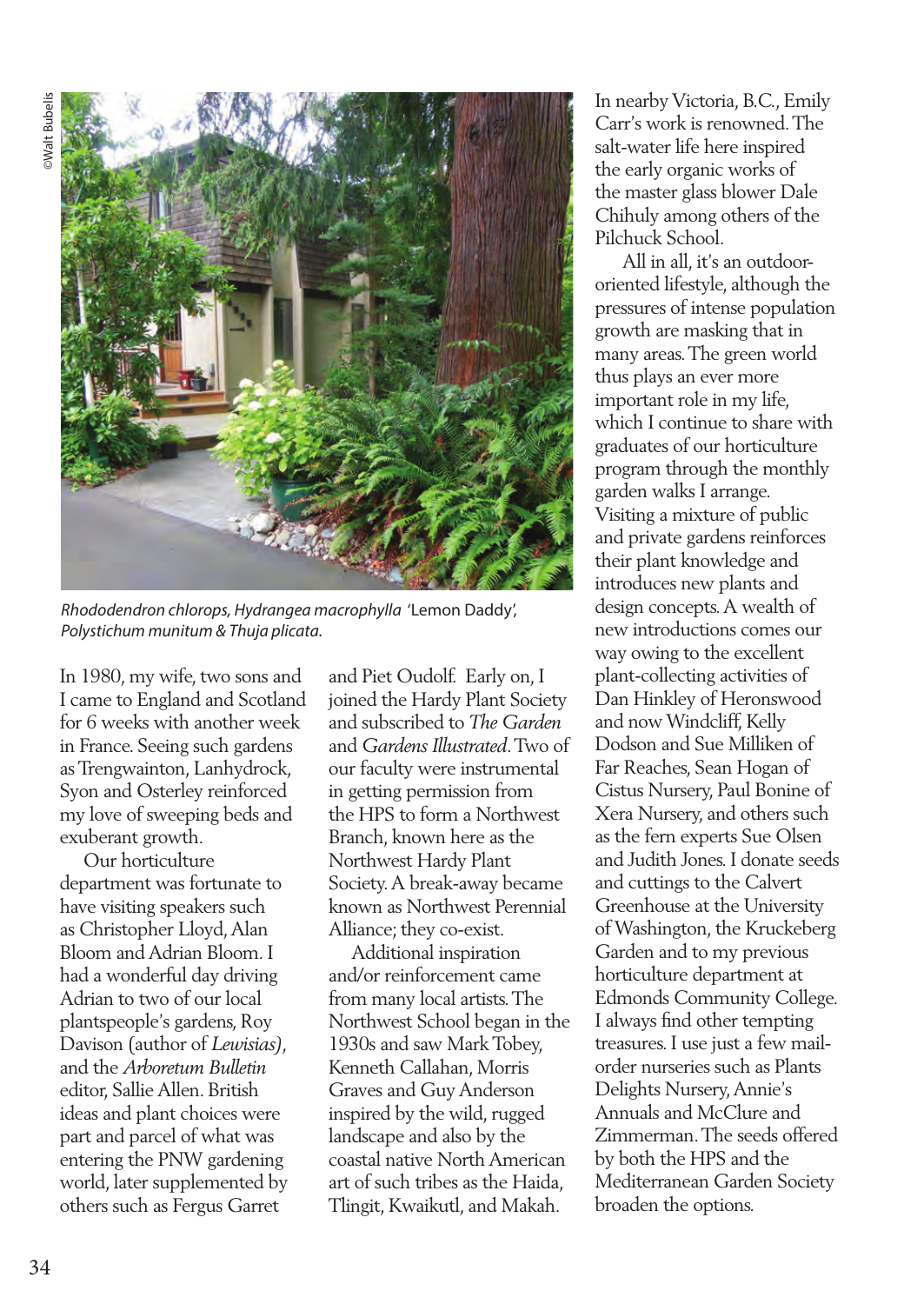©Walt Bubelis

*Rhododendron chlorops, Hydrangea macrophylla* 'Lemon Daddy', *Polystichum munitum* & *Thuja plicata*.

In 1980, my wife, two sons and I came to England and Scotland for 6 weeks with another week in France. Seeing such gardens as Trengwainton, Lanhydrock, Syon and Osterley reinforced my love of sweeping beds and exuberant growth.

Our horticulture department was fortunate to have visiting speakers such as Christopher Lloyd, Alan Bloom and Adrian Bloom. I had a wonderful day driving Adrian to two of our local plantspeople's gardens, Roy Davison (author of *Lewisias*), and the *Arboretum Bulletin* editor, Sallie Allen. British ideas and plant choices were part and parcel of what was entering the PNW gardening world, later supplemented by others such as Fergus Garret and Piet Oudolf. Early on, I joined the Hardy Plant Society and subscribed to *The Garden* and *Gardens Illustrated*. Two of our faculty were instrumental in getting permission from the HPS to form a Northwest Branch, known here as the Northwest Hardy Plant Society. A break-away became known as Northwest Perennial Alliance; they co-exist.

Additional inspiration and/or reinforcement came from many local artists. The Northwest School began in the 1930s and saw Mark Tobey, Kenneth Callahan, Morris Graves and Guy Anderson inspired by the wild, rugged landscape and also by the coastal native North American art of such tribes as the Haida, Tlingit, Kwaikutl, and Makah. In nearby Victoria, B.C., Emily Carr's work is renowned. The salt-water life here inspired the early organic works of the master glass blower Dale Chihuly among others of the Pilchuck School.

All in all, it's an outdoor-oriented lifestyle, although the pressures of intense population growth are masking that in many areas. The green world thus plays an ever more important role in my life, which I continue to share with graduates of our horticulture program through the monthly garden walks I arrange. Visiting a mixture of public and private gardens reinforces their plant knowledge and introduces new plants and design concepts. A wealth of new introductions comes our way owing to the excellent plant-collecting activities of Dan Hinkley of Heronswood and now Windcliff, Kelly Dodson and Sue Milliken of Far Reaches, Sean Hogan of Cistus Nursery, Paul Bonine of Xera Nursery, and others such as the fern experts Sue Olsen and Judith Jones. I donate seeds and cuttings to the Calvert Greenhouse at the University of Washington, the Kruckeberg Garden and to my previous horticulture department at Edmonds Community College. I always find other tempting treasures. I use just a few mail-order nurseries such as Plants Delights Nursery, Annie's Annuals and McClure and Zimmerman. The seeds offered by both the HPS and the Mediterranean Garden Society broaden the options.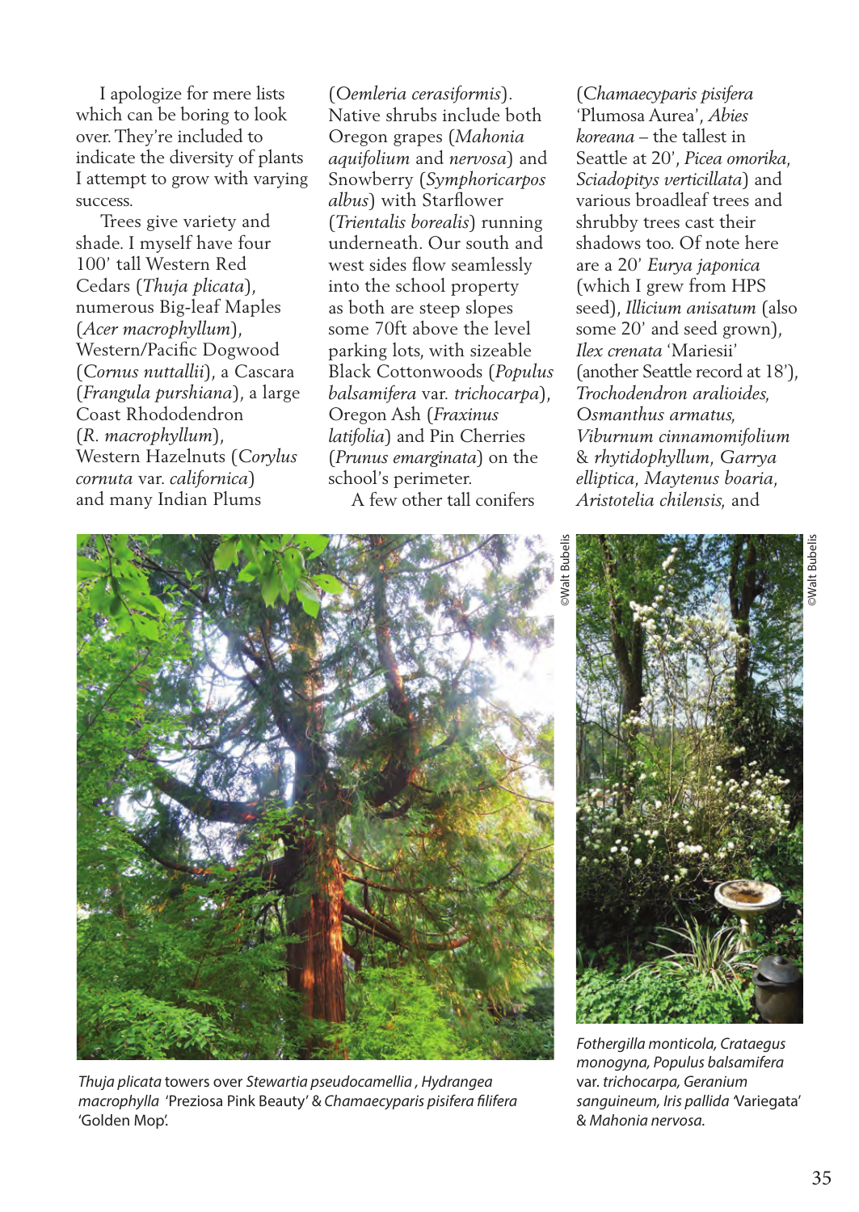I apologize for mere lists which can be boring to look over. They're included to indicate the diversity of plants I attempt to grow with varying success.

Trees give variety and shade. I myself have four 100' tall Western Red Cedars (*Thuja plicata*), numerous Big-leaf Maples (*Acer macrophyllum*), Western/Pacific Dogwood (*Cornus nuttallii*), a Cascara (*Frangula purshiana*), a large Coast Rhododendron (*R. macrophyllum*), Western Hazelnuts (*Corylus cornuta* var. *californica*) and many Indian Plums (*Oemleria cerasiformis*). Native shrubs include both Oregon grapes (*Mahonia aquifolium* and *nervosa*) and Snowberry (*Symphoricarpos albus*) with Starflower (*Trientalis borealis*) running underneath. Our south and west sides flow seamlessly into the school property as both are steep slopes some 70ft above the level parking lots, with sizeable Black Cottonwoods (*Populus balsamifera* var. *trichocarpa*), Oregon Ash (*Fraxinus latifolia*) and Pin Cherries (*Prunus emarginata*) on the school's perimeter.

A few other tall conifers (*Chamaecyparis pisifera* 'Plumosa Aurea', *Abies koreana* – the tallest in Seattle at 20', *Picea omorika*, *Sciadopitys verticillata*) and various broadleaf trees and shrubby trees cast their shadows too. Of note here are a 20' *Eurya japonica* (which I grew from HPS seed), *Illicium anisatum* (also some 20' and seed grown), *Ilex crenata* 'Mariesii' (another Seattle record at 18'), *Trochodendron aralioides*, *Osmanthus armatus*, *Viburnum cinnamomifolium* & *rhytidophyllum*, *Garrya elliptica*, *Maytenus boaria*, *Aristotelia chilensis*, and

©Walt Bubelis

*Thuja plicata* towers over *Stewartia pseudocamellia* , *Hydrangea macrophylla* 'Preziosa Pink Beauty' & *Chamaecyparis pisifera filifera* 'Golden Mop'.

©Walt Bubelis

*Fothergilla monticola, Crataegus monogyna, Populus balsamifera* var. *trichocarpa, Geranium sanguineum, Iris pallida* 'Variegata' & *Mahonia nervosa*.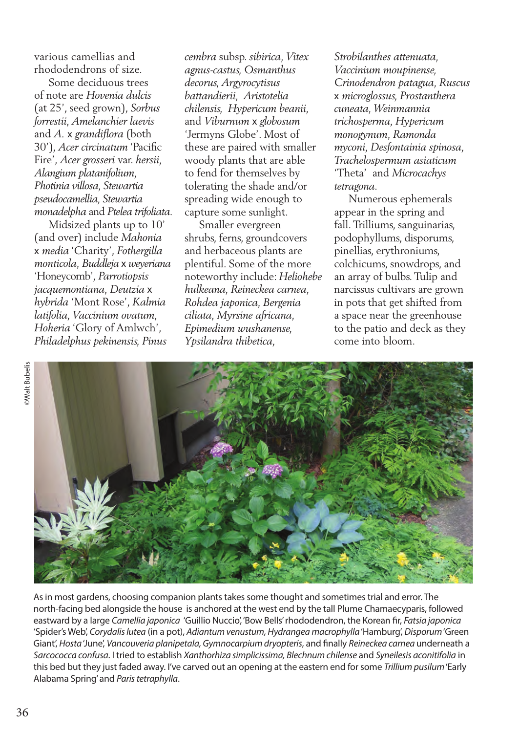various camellias and rhododendrons of size.

Some deciduous trees of note are *Hovenia dulcis* (at 25', seed grown), *Sorbus forrestii*, *Amelanchier laevis* and *A.* x *grandiflora* (both 30'), *Acer circinatum* 'Pacific Fire', *Acer grosseri* var. *hersii*, *Alangium platanifolium*, *Photinia villosa*, *Stewartia pseudocamellia*, *Stewartia monadelpha* and *Ptelea trifoliata*.

Midsized plants up to 10' (and over) include *Mahonia* x *media* 'Charity', *Fothergilla monticola*, *Buddleja* x *weyeriana* 'Honeycomb', *Parrotiopsis jacquemontiana*, *Deutzia* x *hybrida* 'Mont Rose', *Kalmia latifolia*, *Vaccinium ovatum*, *Hoheria* 'Glory of Amlwch', *Philadelphus pekinensis*, *Pinus cembra* subsp. *sibirica*, *Vitex agnus-castus*, *Osmanthus decorus*, *Argyrocytisus battandierii*, *Aristotelia chilensis*, *Hypericum beanii*, and *Viburnum* x *globosum* 'Jermyns Globe'. Most of these are paired with smaller woody plants that are able to fend for themselves by tolerating the shade and/or spreading wide enough to capture some sunlight.

Smaller evergreen shrubs, ferns, groundcovers and herbaceous plants are plentiful. Some of the more noteworthy include: *Heliohebe hulkeana*, *Reineckea carnea*, *Rohdea japonica*, *Bergenia ciliata*, *Myrsine africana*, *Epimedium wushanense*, *Ypsilandra thibetica*, *Strobilanthes attenuata*, *Vaccinium moupinense*, *Crinodendron patagua*, *Ruscus* x *microglossus*, *Prostanthera cuneata*, *Weinmannia trichosperma*, *Hypericum monogynum*, *Ramonda myconi*, *Desfontainia spinosa*, *Trachelospermum asiaticum* 'Theta' and *Microcachys tetragona*.

Numerous ephemerals appear in the spring and fall. Trilliums, sanguinarias, podophyllums, disporums, pinellias, erythroniums, colchicums, snowdrops, and an array of bulbs. Tulip and narcissus cultivars are grown in pots that get shifted from a space near the greenhouse to the patio and deck as they come into bloom.

©Walt Bubelis

As in most gardens, choosing companion plants takes some thought and sometimes trial and error. The north-facing bed alongside the house is anchored at the west end by the tall Plume Chamaecyparis, followed eastward by a large *Camellia japonica* 'Guillio Nuccio', 'Bow Bells' rhododendron, the Korean fir, *Fatsia japonica* 'Spider's Web', *Corydalis lutea* (in a pot), *Adiantum venustum, Hydrangea macrophylla* 'Hamburg', *Disporum* 'Green Giant', *Hosta* 'June', *Vancouveria planipetala, Gymnocarpium dryopteris*, and finally *Reineckea carnea* underneath a *Sarcococca confusa*. I tried to establish *Xanthorhiza simplicissima, Blechnum chilense* and *Syneilesis aconitifolia* in this bed but they just faded away. I've carved out an opening at the eastern end for some *Trillium pusilum* 'Early Alabama Spring' and *Paris tetraphylla*.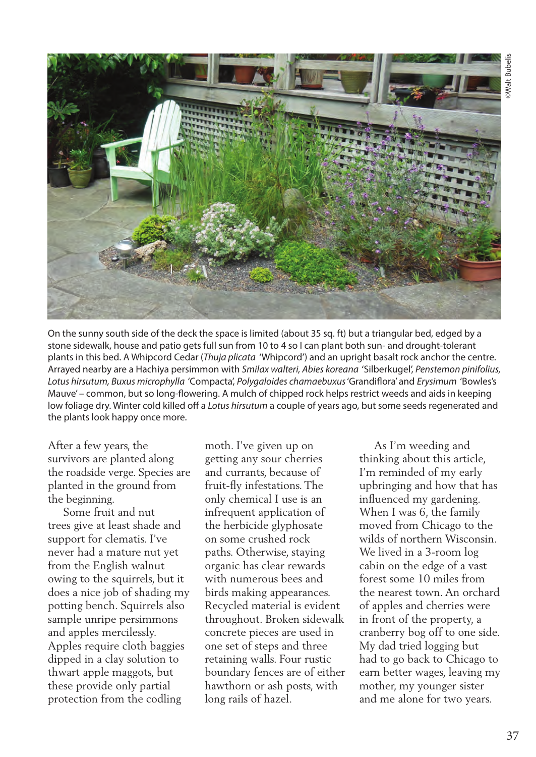On the sunny south side of the deck the space is limited (about 35 sq. ft) but a triangular bed, edged by a stone sidewalk, house and patio gets full sun from 10 to 4 so I can plant both sun- and drought-tolerant plants in this bed. A Whipcord Cedar (*Thuja plicata* 'Whipcord') and an upright basalt rock anchor the centre. Arrayed nearby are a Hachiya persimmon with *Smilax walteri, Abies koreana* 'Silberkugel', *Penstemon pinifolius, Lotus hirsutum, Buxus microphylla* 'Compacta', *Polygaloides chamaebuxus* 'Grandiflora' and *Erysimum* 'Bowles's Mauve' – common, but so long-flowering. A mulch of chipped rock helps restrict weeds and aids in keeping low foliage dry. Winter cold killed off a *Lotus hirsutum* a couple of years ago, but some seeds regenerated and the plants look happy once more.

After a few years, the survivors are planted along the roadside verge. Species are planted in the ground from the beginning.

Some fruit and nut trees give at least shade and support for clematis. I've never had a mature nut yet from the English walnut owing to the squirrels, but it does a nice job of shading my potting bench. Squirrels also sample unripe persimmons and apples mercilessly. Apples require cloth baggies dipped in a clay solution to thwart apple maggots, but these provide only partial protection from the codling moth. I've given up on getting any sour cherries and currants, because of fruit-fly infestations. The only chemical I use is an infrequent application of the herbicide glyphosate on some crushed rock paths. Otherwise, staying organic has clear rewards with numerous bees and birds making appearances. Recycled material is evident throughout. Broken sidewalk concrete pieces are used in one set of steps and three retaining walls. Four rustic boundary fences are of either hawthorn or ash posts, with long rails of hazel.

As I'm weeding and thinking about this article, I'm reminded of my early upbringing and how that has influenced my gardening. When I was 6, the family moved from Chicago to the wilds of northern Wisconsin. We lived in a 3-room log cabin on the edge of a vast forest some 10 miles from the nearest town. An orchard of apples and cherries were in front of the property, a cranberry bog off to one side. My dad tried logging but had to go back to Chicago to earn better wages, leaving my mother, my younger sister and me alone for two years.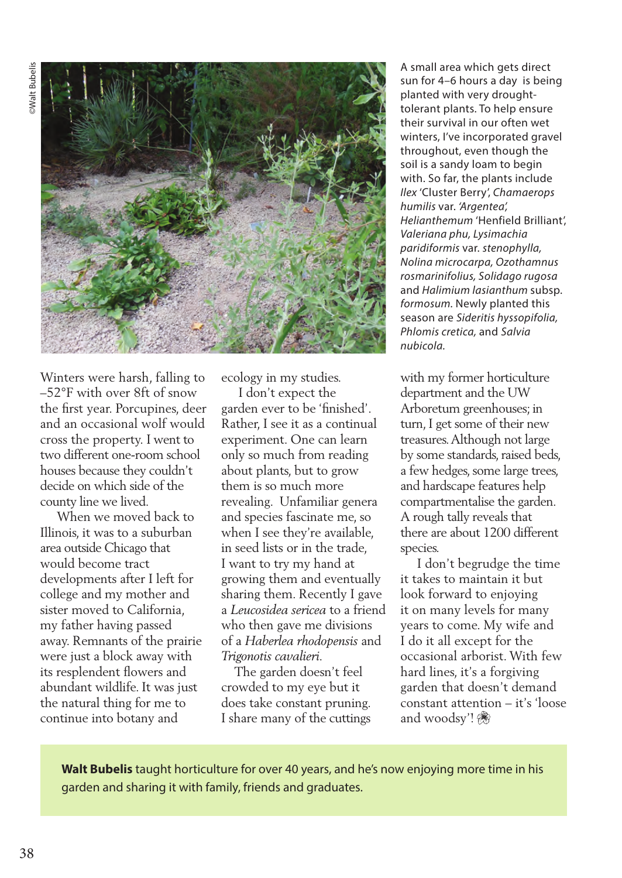©Walt Bubelis

A small area which gets direct sun for 4–6 hours a day is being planted with very drought-tolerant plants. To help ensure their survival in our often wet winters, I've incorporated gravel throughout, even though the soil is a sandy loam to begin with. So far, the plants include *Ilex* 'Cluster Berry', *Chamaerops humilis* var. *'Argentea'*, *Helianthemum* 'Henfield Brilliant', *Valeriana phu*, *Lysimachia paridiformis* var. *stenophylla*, *Nolina microcarpa*, *Ozothamnus rosmarinifolius*, *Solidago rugosa* and *Halimium lasianthum* subsp. *formosum*. Newly planted this season are *Sideritis hyssopifolia*, *Phlomis cretica*, and *Salvia nubicola*.

Winters were harsh, falling to –52°F with over 8ft of snow the first year. Porcupines, deer and an occasional wolf would cross the property. I went to two different one-room school houses because they couldn't decide on which side of the county line we lived.

When we moved back to Illinois, it was to a suburban area outside Chicago that would become tract developments after I left for college and my mother and sister moved to California, my father having passed away. Remnants of the prairie were just a block away with its resplendent flowers and abundant wildlife. It was just the natural thing for me to continue into botany and ecology in my studies.

I don't expect the garden ever to be 'finished'. Rather, I see it as a continual experiment. One can learn only so much from reading about plants, but to grow them is so much more revealing. Unfamiliar genera and species fascinate me, so when I see they're available, in seed lists or in the trade, I want to try my hand at growing them and eventually sharing them. Recently I gave a *Leucosidea sericea* to a friend who then gave me divisions of a *Haberlea rhodopensis* and *Trigonotis cavalieri*.

The garden doesn't feel crowded to my eye but it does take constant pruning. I share many of the cuttings with my former horticulture department and the UW Arboretum greenhouses; in turn, I get some of their new treasures. Although not large by some standards, raised beds, a few hedges, some large trees, and hardscape features help compartmentalise the garden. A rough tally reveals that there are about 1200 different species.

I don't begrudge the time it takes to maintain it but look forward to enjoying it on many levels for many years to come. My wife and I do it all except for the occasional arborist. With few hard lines, it's a forgiving garden that doesn't demand constant attention – it's 'loose and woodsy'!

**Walt Bubelis** taught horticulture for over 40 years, and he's now enjoying more time in his garden and sharing it with family, friends and graduates.